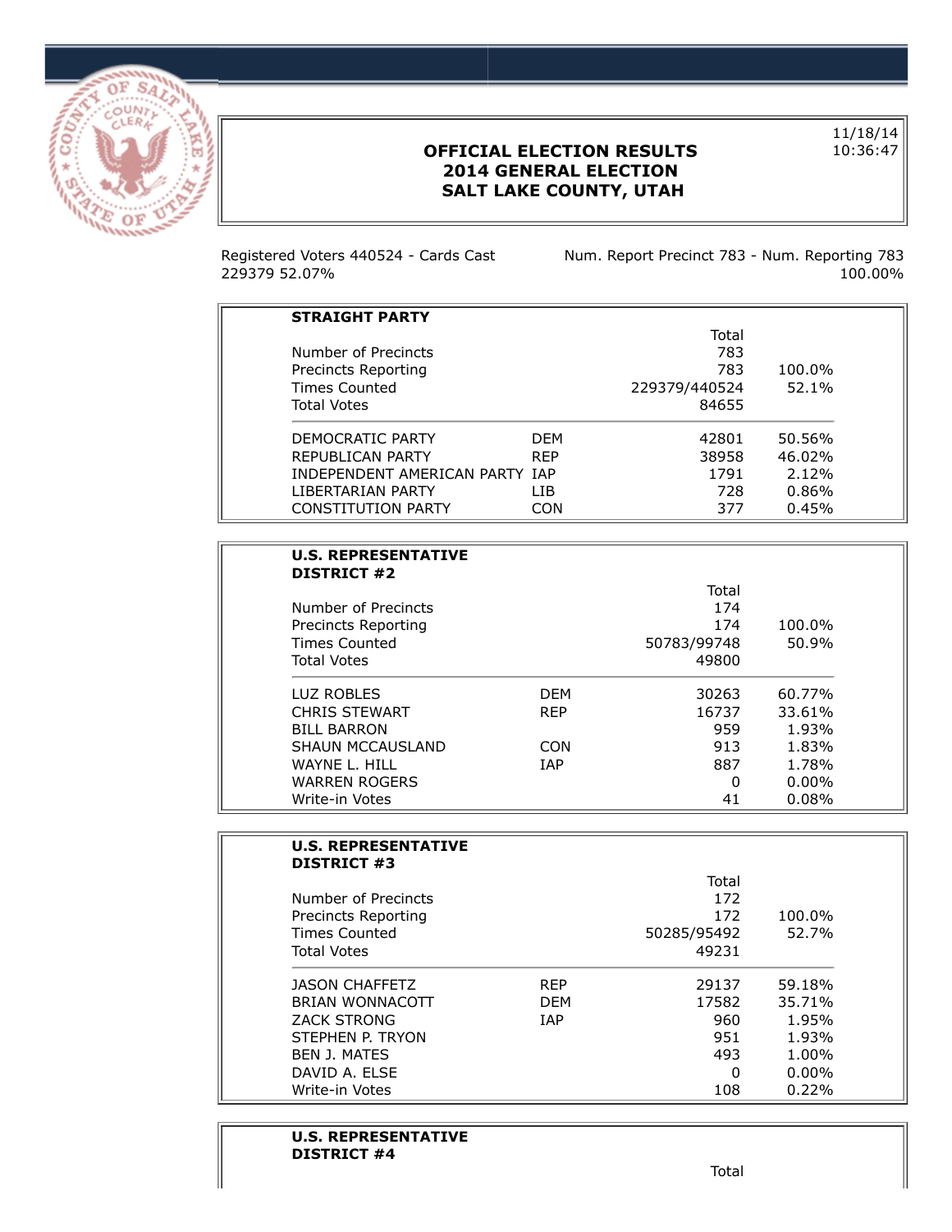# OFFICIAL ELECTION RESULTS
# 2014 GENERAL ELECTION
# SALT LAKE COUNTY, UTAH

11/18/14
10:36:47

Registered Voters 440524 - Cards Cast 229379 52.07%

Num. Report Precinct 783 - Num. Reporting 783 100.00%

## STRAIGHT PARTY

| | | Total | |
|---|---|---|---|
| Number of Precincts | | 783 | |
| Precincts Reporting | | 783 | 100.0% |
| Times Counted | | 229379/440524 | 52.1% |
| Total Votes | | 84655 | |
| DEMOCRATIC PARTY | DEM | 42801 | 50.56% |
| REPUBLICAN PARTY | REP | 38958 | 46.02% |
| INDEPENDENT AMERICAN PARTY | IAP | 1791 | 2.12% |
| LIBERTARIAN PARTY | LIB | 728 | 0.86% |
| CONSTITUTION PARTY | CON | 377 | 0.45% |

## U.S. REPRESENTATIVE DISTRICT #2

| | | Total | |
|---|---|---|---|
| Number of Precincts | | 174 | |
| Precincts Reporting | | 174 | 100.0% |
| Times Counted | | 50783/99748 | 50.9% |
| Total Votes | | 49800 | |
| LUZ ROBLES | DEM | 30263 | 60.77% |
| CHRIS STEWART | REP | 16737 | 33.61% |
| BILL BARRON | | 959 | 1.93% |
| SHAUN MCCAUSLAND | CON | 913 | 1.83% |
| WAYNE L. HILL | IAP | 887 | 1.78% |
| WARREN ROGERS | | 0 | 0.00% |
| Write-in Votes | | 41 | 0.08% |

## U.S. REPRESENTATIVE DISTRICT #3

| | | Total | |
|---|---|---|---|
| Number of Precincts | | 172 | |
| Precincts Reporting | | 172 | 100.0% |
| Times Counted | | 50285/95492 | 52.7% |
| Total Votes | | 49231 | |
| JASON CHAFFETZ | REP | 29137 | 59.18% |
| BRIAN WONNACOTT | DEM | 17582 | 35.71% |
| ZACK STRONG | IAP | 960 | 1.95% |
| STEPHEN P. TRYON | | 951 | 1.93% |
| BEN J. MATES | | 493 | 1.00% |
| DAVID A. ELSE | | 0 | 0.00% |
| Write-in Votes | | 108 | 0.22% |

## U.S. REPRESENTATIVE DISTRICT #4

| | | Total | |
|---|---|---|---|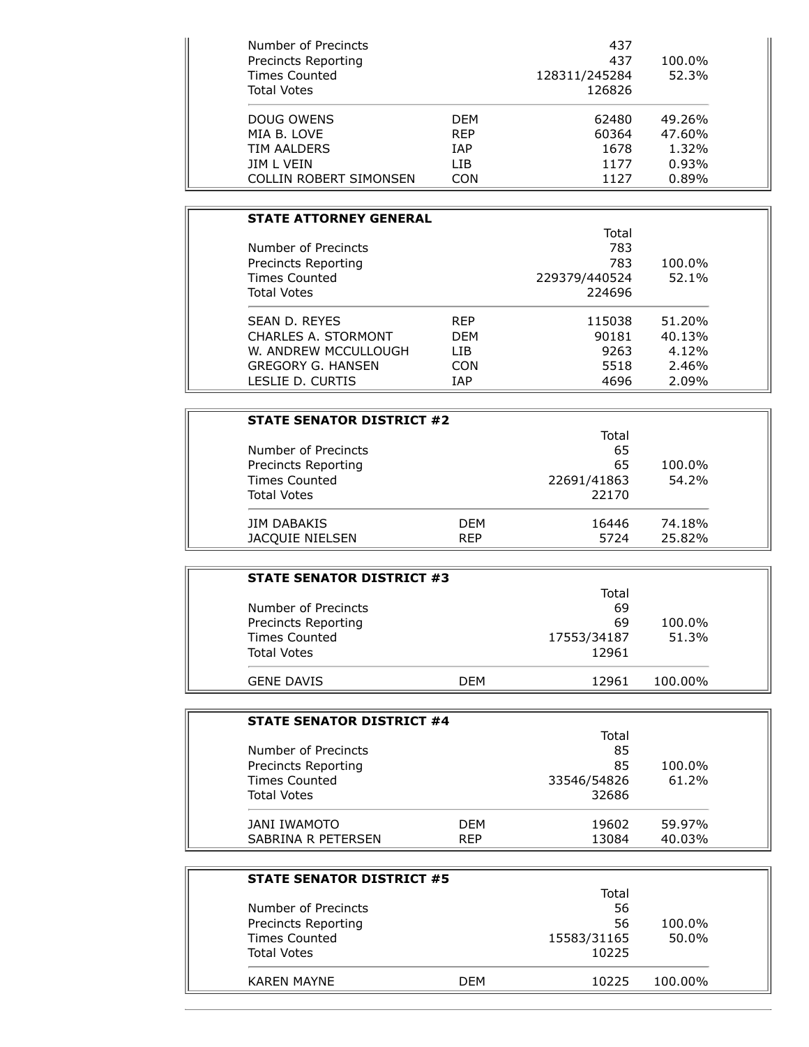| | | | |
|---|---|---|---|
| Number of Precincts | | 437 | |
| Precincts Reporting | | 437 | 100.0% |
| Times Counted | | 128311/245284 | 52.3% |
| Total Votes | | 126826 | |
| DOUG OWENS | DEM | 62480 | 49.26% |
| MIA B. LOVE | REP | 60364 | 47.60% |
| TIM AALDERS | IAP | 1678 | 1.32% |
| JIM L VEIN | LIB | 1177 | 0.93% |
| COLLIN ROBERT SIMONSEN | CON | 1127 | 0.89% |

**STATE ATTORNEY GENERAL**

| | | Total | |
|---|---|---|---|
| Number of Precincts | | 783 | |
| Precincts Reporting | | 783 | 100.0% |
| Times Counted | | 229379/440524 | 52.1% |
| Total Votes | | 224696 | |
| SEAN D. REYES | REP | 115038 | 51.20% |
| CHARLES A. STORMONT | DEM | 90181 | 40.13% |
| W. ANDREW MCCULLOUGH | LIB | 9263 | 4.12% |
| GREGORY G. HANSEN | CON | 5518 | 2.46% |
| LESLIE D. CURTIS | IAP | 4696 | 2.09% |

**STATE SENATOR DISTRICT #2**

| | | Total | |
|---|---|---|---|
| Number of Precincts | | 65 | |
| Precincts Reporting | | 65 | 100.0% |
| Times Counted | | 22691/41863 | 54.2% |
| Total Votes | | 22170 | |
| JIM DABAKIS | DEM | 16446 | 74.18% |
| JACQUIE NIELSEN | REP | 5724 | 25.82% |

**STATE SENATOR DISTRICT #3**

| | | Total | |
|---|---|---|---|
| Number of Precincts | | 69 | |
| Precincts Reporting | | 69 | 100.0% |
| Times Counted | | 17553/34187 | 51.3% |
| Total Votes | | 12961 | |
| GENE DAVIS | DEM | 12961 | 100.00% |

**STATE SENATOR DISTRICT #4**

| | | Total | |
|---|---|---|---|
| Number of Precincts | | 85 | |
| Precincts Reporting | | 85 | 100.0% |
| Times Counted | | 33546/54826 | 61.2% |
| Total Votes | | 32686 | |
| JANI IWAMOTO | DEM | 19602 | 59.97% |
| SABRINA R PETERSEN | REP | 13084 | 40.03% |

**STATE SENATOR DISTRICT #5**

| | | Total | |
|---|---|---|---|
| Number of Precincts | | 56 | |
| Precincts Reporting | | 56 | 100.0% |
| Times Counted | | 15583/31165 | 50.0% |
| Total Votes | | 10225 | |
| KAREN MAYNE | DEM | 10225 | 100.00% |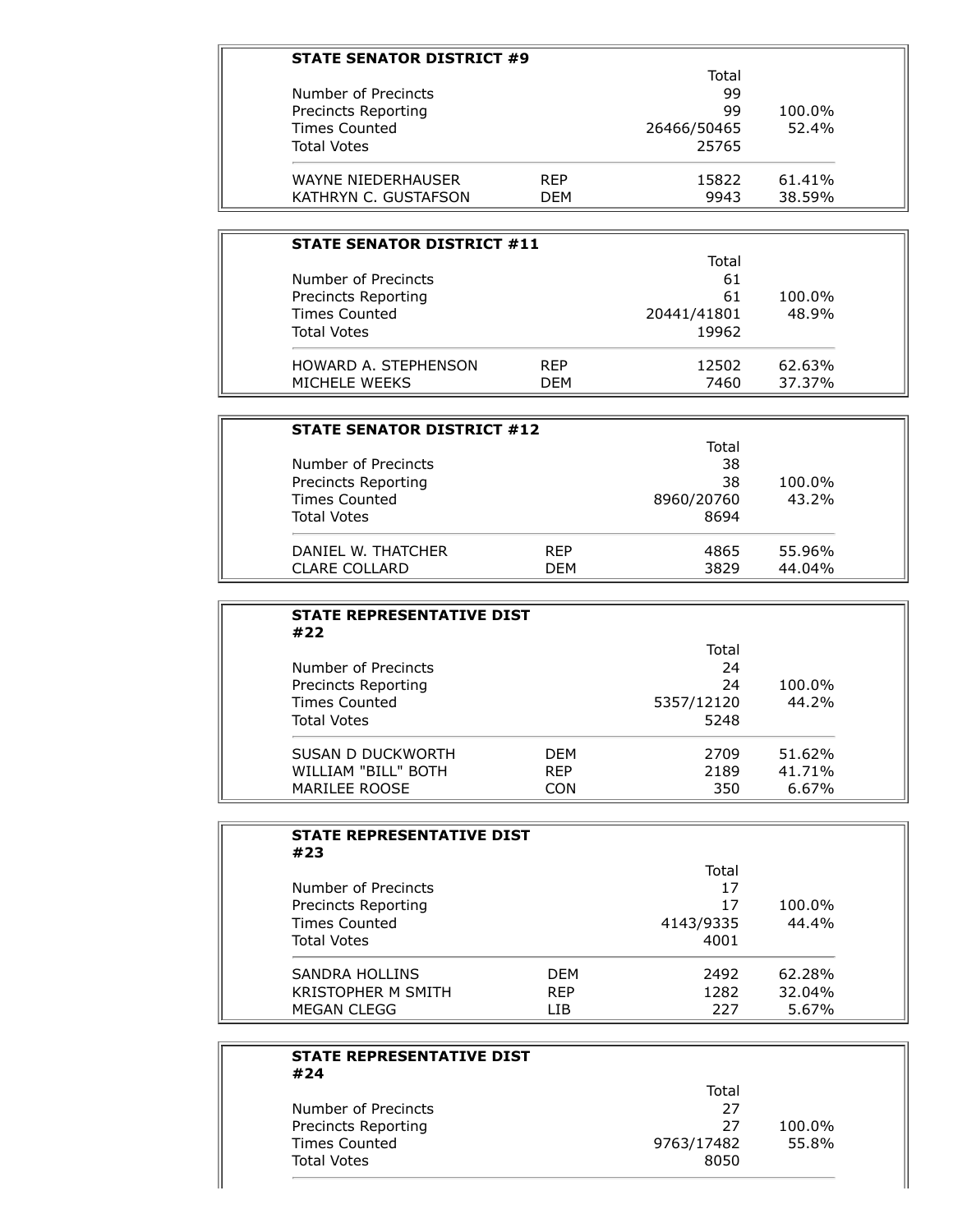**STATE SENATOR DISTRICT #9**

| | | Total | |
|---|---|---|---|
| Number of Precincts | | 99 | |
| Precincts Reporting | | 99 | 100.0% |
| Times Counted | | 26466/50465 | 52.4% |
| Total Votes | | 25765 | |
| WAYNE NIEDERHAUSER | REP | 15822 | 61.41% |
| KATHRYN C. GUSTAFSON | DEM | 9943 | 38.59% |

**STATE SENATOR DISTRICT #11**

| | | Total | |
|---|---|---|---|
| Number of Precincts | | 61 | |
| Precincts Reporting | | 61 | 100.0% |
| Times Counted | | 20441/41801 | 48.9% |
| Total Votes | | 19962 | |
| HOWARD A. STEPHENSON | REP | 12502 | 62.63% |
| MICHELE WEEKS | DEM | 7460 | 37.37% |

**STATE SENATOR DISTRICT #12**

| | | Total | |
|---|---|---|---|
| Number of Precincts | | 38 | |
| Precincts Reporting | | 38 | 100.0% |
| Times Counted | | 8960/20760 | 43.2% |
| Total Votes | | 8694 | |
| DANIEL W. THATCHER | REP | 4865 | 55.96% |
| CLARE COLLARD | DEM | 3829 | 44.04% |

**STATE REPRESENTATIVE DIST #22**

| | | Total | |
|---|---|---|---|
| Number of Precincts | | 24 | |
| Precincts Reporting | | 24 | 100.0% |
| Times Counted | | 5357/12120 | 44.2% |
| Total Votes | | 5248 | |
| SUSAN D DUCKWORTH | DEM | 2709 | 51.62% |
| WILLIAM "BILL" BOTH | REP | 2189 | 41.71% |
| MARILEE ROOSE | CON | 350 | 6.67% |

**STATE REPRESENTATIVE DIST #23**

| | | Total | |
|---|---|---|---|
| Number of Precincts | | 17 | |
| Precincts Reporting | | 17 | 100.0% |
| Times Counted | | 4143/9335 | 44.4% |
| Total Votes | | 4001 | |
| SANDRA HOLLINS | DEM | 2492 | 62.28% |
| KRISTOPHER M SMITH | REP | 1282 | 32.04% |
| MEGAN CLEGG | LIB | 227 | 5.67% |

**STATE REPRESENTATIVE DIST #24**

| | | Total | |
|---|---|---|---|
| Number of Precincts | | 27 | |
| Precincts Reporting | | 27 | 100.0% |
| Times Counted | | 9763/17482 | 55.8% |
| Total Votes | | 8050 | |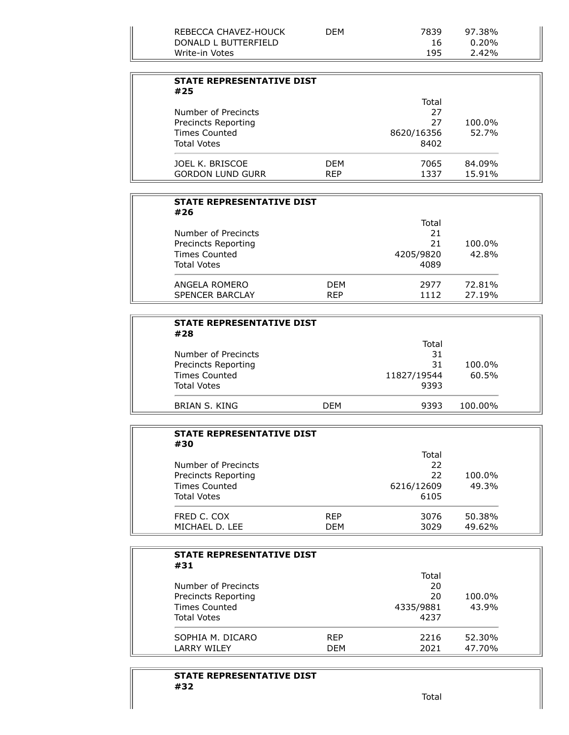| | | | |
|---|---|---|---|
| REBECCA CHAVEZ-HOUCK | DEM | 7839 | 97.38% |
| DONALD L BUTTERFIELD | | 16 | 0.20% |
| Write-in Votes | | 195 | 2.42% |

**STATE REPRESENTATIVE DIST #25**

| | | Total | |
|---|---|---|---|
| Number of Precincts | | 27 | |
| Precincts Reporting | | 27 | 100.0% |
| Times Counted | | 8620/16356 | 52.7% |
| Total Votes | | 8402 | |
| JOEL K. BRISCOE | DEM | 7065 | 84.09% |
| GORDON LUND GURR | REP | 1337 | 15.91% |

**STATE REPRESENTATIVE DIST #26**

| | | Total | |
|---|---|---|---|
| Number of Precincts | | 21 | |
| Precincts Reporting | | 21 | 100.0% |
| Times Counted | | 4205/9820 | 42.8% |
| Total Votes | | 4089 | |
| ANGELA ROMERO | DEM | 2977 | 72.81% |
| SPENCER BARCLAY | REP | 1112 | 27.19% |

**STATE REPRESENTATIVE DIST #28**

| | | Total | |
|---|---|---|---|
| Number of Precincts | | 31 | |
| Precincts Reporting | | 31 | 100.0% |
| Times Counted | | 11827/19544 | 60.5% |
| Total Votes | | 9393 | |
| BRIAN S. KING | DEM | 9393 | 100.00% |

**STATE REPRESENTATIVE DIST #30**

| | | Total | |
|---|---|---|---|
| Number of Precincts | | 22 | |
| Precincts Reporting | | 22 | 100.0% |
| Times Counted | | 6216/12609 | 49.3% |
| Total Votes | | 6105 | |
| FRED C. COX | REP | 3076 | 50.38% |
| MICHAEL D. LEE | DEM | 3029 | 49.62% |

**STATE REPRESENTATIVE DIST #31**

| | | Total | |
|---|---|---|---|
| Number of Precincts | | 20 | |
| Precincts Reporting | | 20 | 100.0% |
| Times Counted | | 4335/9881 | 43.9% |
| Total Votes | | 4237 | |
| SOPHIA M. DICARO | REP | 2216 | 52.30% |
| LARRY WILEY | DEM | 2021 | 47.70% |

**STATE REPRESENTATIVE DIST #32**

| | | Total | |
|---|---|---|---|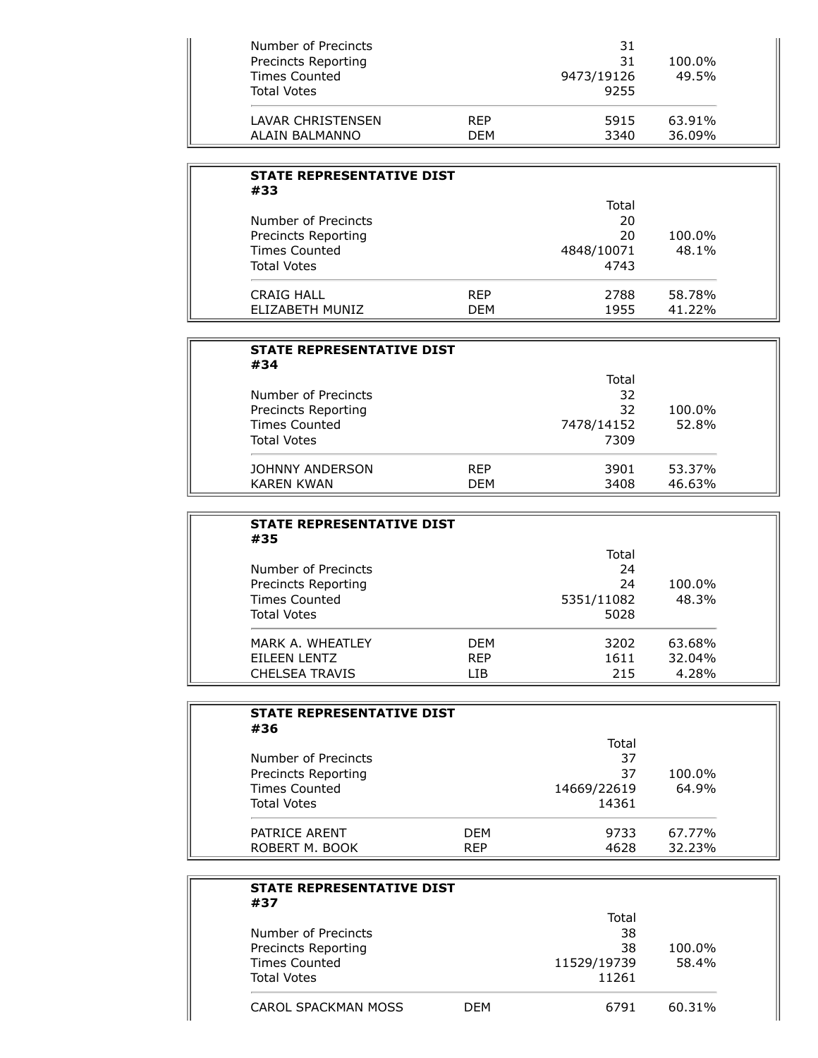| | | | |
|---|---|---|---|
| Number of Precincts | | 31 | |
| Precincts Reporting | | 31 | 100.0% |
| Times Counted | | 9473/19126 | 49.5% |
| Total Votes | | 9255 | |
| LAVAR CHRISTENSEN | REP | 5915 | 63.91% |
| ALAIN BALMANNO | DEM | 3340 | 36.09% |

**STATE REPRESENTATIVE DIST #33**

| | | Total | |
|---|---|---|---|
| Number of Precincts | | 20 | |
| Precincts Reporting | | 20 | 100.0% |
| Times Counted | | 4848/10071 | 48.1% |
| Total Votes | | 4743 | |
| CRAIG HALL | REP | 2788 | 58.78% |
| ELIZABETH MUNIZ | DEM | 1955 | 41.22% |

**STATE REPRESENTATIVE DIST #34**

| | | Total | |
|---|---|---|---|
| Number of Precincts | | 32 | |
| Precincts Reporting | | 32 | 100.0% |
| Times Counted | | 7478/14152 | 52.8% |
| Total Votes | | 7309 | |
| JOHNNY ANDERSON | REP | 3901 | 53.37% |
| KAREN KWAN | DEM | 3408 | 46.63% |

**STATE REPRESENTATIVE DIST #35**

| | | Total | |
|---|---|---|---|
| Number of Precincts | | 24 | |
| Precincts Reporting | | 24 | 100.0% |
| Times Counted | | 5351/11082 | 48.3% |
| Total Votes | | 5028 | |
| MARK A. WHEATLEY | DEM | 3202 | 63.68% |
| EILEEN LENTZ | REP | 1611 | 32.04% |
| CHELSEA TRAVIS | LIB | 215 | 4.28% |

**STATE REPRESENTATIVE DIST #36**

| | | Total | |
|---|---|---|---|
| Number of Precincts | | 37 | |
| Precincts Reporting | | 37 | 100.0% |
| Times Counted | | 14669/22619 | 64.9% |
| Total Votes | | 14361 | |
| PATRICE ARENT | DEM | 9733 | 67.77% |
| ROBERT M. BOOK | REP | 4628 | 32.23% |

**STATE REPRESENTATIVE DIST #37**

| | | Total | |
|---|---|---|---|
| Number of Precincts | | 38 | |
| Precincts Reporting | | 38 | 100.0% |
| Times Counted | | 11529/19739 | 58.4% |
| Total Votes | | 11261 | |
| CAROL SPACKMAN MOSS | DEM | 6791 | 60.31% |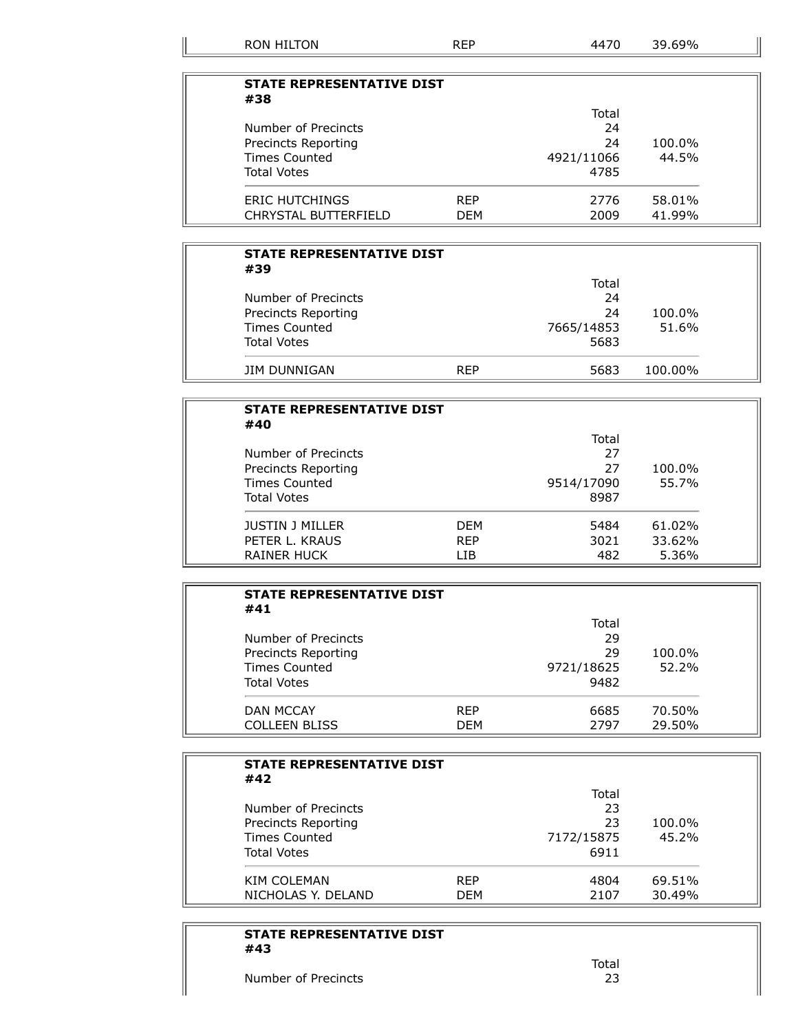| RON HILTON | REP | 4470 | 39.69% |
|---|---|---|---|

**STATE REPRESENTATIVE DIST #38**

| | | Total | |
|---|---|---|---|
| Number of Precincts | | 24 | |
| Precincts Reporting | | 24 | 100.0% |
| Times Counted | | 4921/11066 | 44.5% |
| Total Votes | | 4785 | |
| ERIC HUTCHINGS | REP | 2776 | 58.01% |
| CHRYSTAL BUTTERFIELD | DEM | 2009 | 41.99% |

**STATE REPRESENTATIVE DIST #39**

| | | Total | |
|---|---|---|---|
| Number of Precincts | | 24 | |
| Precincts Reporting | | 24 | 100.0% |
| Times Counted | | 7665/14853 | 51.6% |
| Total Votes | | 5683 | |
| JIM DUNNIGAN | REP | 5683 | 100.00% |

**STATE REPRESENTATIVE DIST #40**

| | | Total | |
|---|---|---|---|
| Number of Precincts | | 27 | |
| Precincts Reporting | | 27 | 100.0% |
| Times Counted | | 9514/17090 | 55.7% |
| Total Votes | | 8987 | |
| JUSTIN J MILLER | DEM | 5484 | 61.02% |
| PETER L. KRAUS | REP | 3021 | 33.62% |
| RAINER HUCK | LIB | 482 | 5.36% |

**STATE REPRESENTATIVE DIST #41**

| | | Total | |
|---|---|---|---|
| Number of Precincts | | 29 | |
| Precincts Reporting | | 29 | 100.0% |
| Times Counted | | 9721/18625 | 52.2% |
| Total Votes | | 9482 | |
| DAN MCCAY | REP | 6685 | 70.50% |
| COLLEEN BLISS | DEM | 2797 | 29.50% |

**STATE REPRESENTATIVE DIST #42**

| | | Total | |
|---|---|---|---|
| Number of Precincts | | 23 | |
| Precincts Reporting | | 23 | 100.0% |
| Times Counted | | 7172/15875 | 45.2% |
| Total Votes | | 6911 | |
| KIM COLEMAN | REP | 4804 | 69.51% |
| NICHOLAS Y. DELAND | DEM | 2107 | 30.49% |

**STATE REPRESENTATIVE DIST #43**

| | | Total | |
|---|---|---|---|
| Number of Precincts | | 23 | |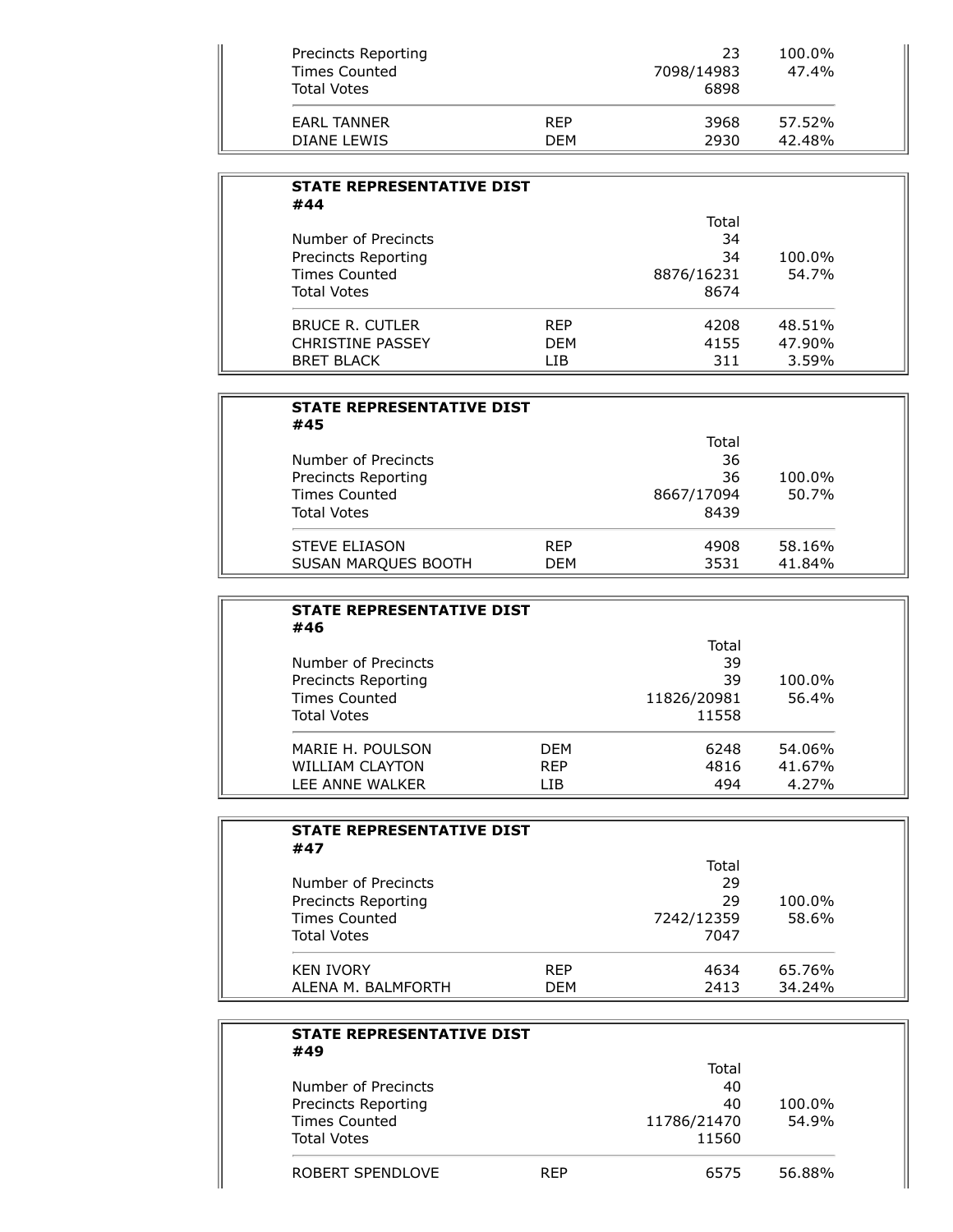| | | | |
|---|---|---|---|
| Precincts Reporting | | 23 | 100.0% |
| Times Counted | | 7098/14983 | 47.4% |
| Total Votes | | 6898 | |
| EARL TANNER | REP | 3968 | 57.52% |
| DIANE LEWIS | DEM | 2930 | 42.48% |

**STATE REPRESENTATIVE DIST #44**

| | | Total | |
|---|---|---|---|
| Number of Precincts | | 34 | |
| Precincts Reporting | | 34 | 100.0% |
| Times Counted | | 8876/16231 | 54.7% |
| Total Votes | | 8674 | |
| BRUCE R. CUTLER | REP | 4208 | 48.51% |
| CHRISTINE PASSEY | DEM | 4155 | 47.90% |
| BRET BLACK | LIB | 311 | 3.59% |

**STATE REPRESENTATIVE DIST #45**

| | | Total | |
|---|---|---|---|
| Number of Precincts | | 36 | |
| Precincts Reporting | | 36 | 100.0% |
| Times Counted | | 8667/17094 | 50.7% |
| Total Votes | | 8439 | |
| STEVE ELIASON | REP | 4908 | 58.16% |
| SUSAN MARQUES BOOTH | DEM | 3531 | 41.84% |

**STATE REPRESENTATIVE DIST #46**

| | | Total | |
|---|---|---|---|
| Number of Precincts | | 39 | |
| Precincts Reporting | | 39 | 100.0% |
| Times Counted | | 11826/20981 | 56.4% |
| Total Votes | | 11558 | |
| MARIE H. POULSON | DEM | 6248 | 54.06% |
| WILLIAM CLAYTON | REP | 4816 | 41.67% |
| LEE ANNE WALKER | LIB | 494 | 4.27% |

**STATE REPRESENTATIVE DIST #47**

| | | Total | |
|---|---|---|---|
| Number of Precincts | | 29 | |
| Precincts Reporting | | 29 | 100.0% |
| Times Counted | | 7242/12359 | 58.6% |
| Total Votes | | 7047 | |
| KEN IVORY | REP | 4634 | 65.76% |
| ALENA M. BALMFORTH | DEM | 2413 | 34.24% |

**STATE REPRESENTATIVE DIST #49**

| | | Total | |
|---|---|---|---|
| Number of Precincts | | 40 | |
| Precincts Reporting | | 40 | 100.0% |
| Times Counted | | 11786/21470 | 54.9% |
| Total Votes | | 11560 | |
| ROBERT SPENDLOVE | REP | 6575 | 56.88% |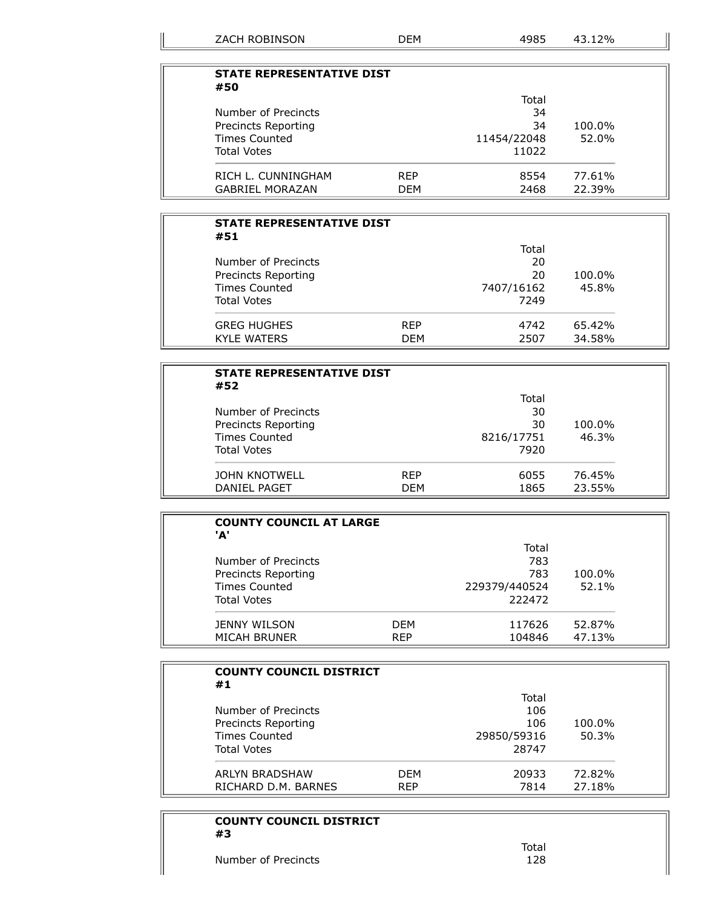| | | | |
|---|---|---|---|
| ZACH ROBINSON | DEM | 4985 | 43.12% |

### STATE REPRESENTATIVE DIST #50

| | | Total | |
|---|---|---|---|
| Number of Precincts | | 34 | |
| Precincts Reporting | | 34 | 100.0% |
| Times Counted | | 11454/22048 | 52.0% |
| Total Votes | | 11022 | |
| RICH L. CUNNINGHAM | REP | 8554 | 77.61% |
| GABRIEL MORAZAN | DEM | 2468 | 22.39% |

### STATE REPRESENTATIVE DIST #51

| | | Total | |
|---|---|---|---|
| Number of Precincts | | 20 | |
| Precincts Reporting | | 20 | 100.0% |
| Times Counted | | 7407/16162 | 45.8% |
| Total Votes | | 7249 | |
| GREG HUGHES | REP | 4742 | 65.42% |
| KYLE WATERS | DEM | 2507 | 34.58% |

### STATE REPRESENTATIVE DIST #52

| | | Total | |
|---|---|---|---|
| Number of Precincts | | 30 | |
| Precincts Reporting | | 30 | 100.0% |
| Times Counted | | 8216/17751 | 46.3% |
| Total Votes | | 7920 | |
| JOHN KNOTWELL | REP | 6055 | 76.45% |
| DANIEL PAGET | DEM | 1865 | 23.55% |

### COUNTY COUNCIL AT LARGE 'A'

| | | Total | |
|---|---|---|---|
| Number of Precincts | | 783 | |
| Precincts Reporting | | 783 | 100.0% |
| Times Counted | | 229379/440524 | 52.1% |
| Total Votes | | 222472 | |
| JENNY WILSON | DEM | 117626 | 52.87% |
| MICAH BRUNER | REP | 104846 | 47.13% |

### COUNTY COUNCIL DISTRICT #1

| | | Total | |
|---|---|---|---|
| Number of Precincts | | 106 | |
| Precincts Reporting | | 106 | 100.0% |
| Times Counted | | 29850/59316 | 50.3% |
| Total Votes | | 28747 | |
| ARLYN BRADSHAW | DEM | 20933 | 72.82% |
| RICHARD D.M. BARNES | REP | 7814 | 27.18% |

### COUNTY COUNCIL DISTRICT #3

| | | Total | |
|---|---|---|---|
| Number of Precincts | | 128 | |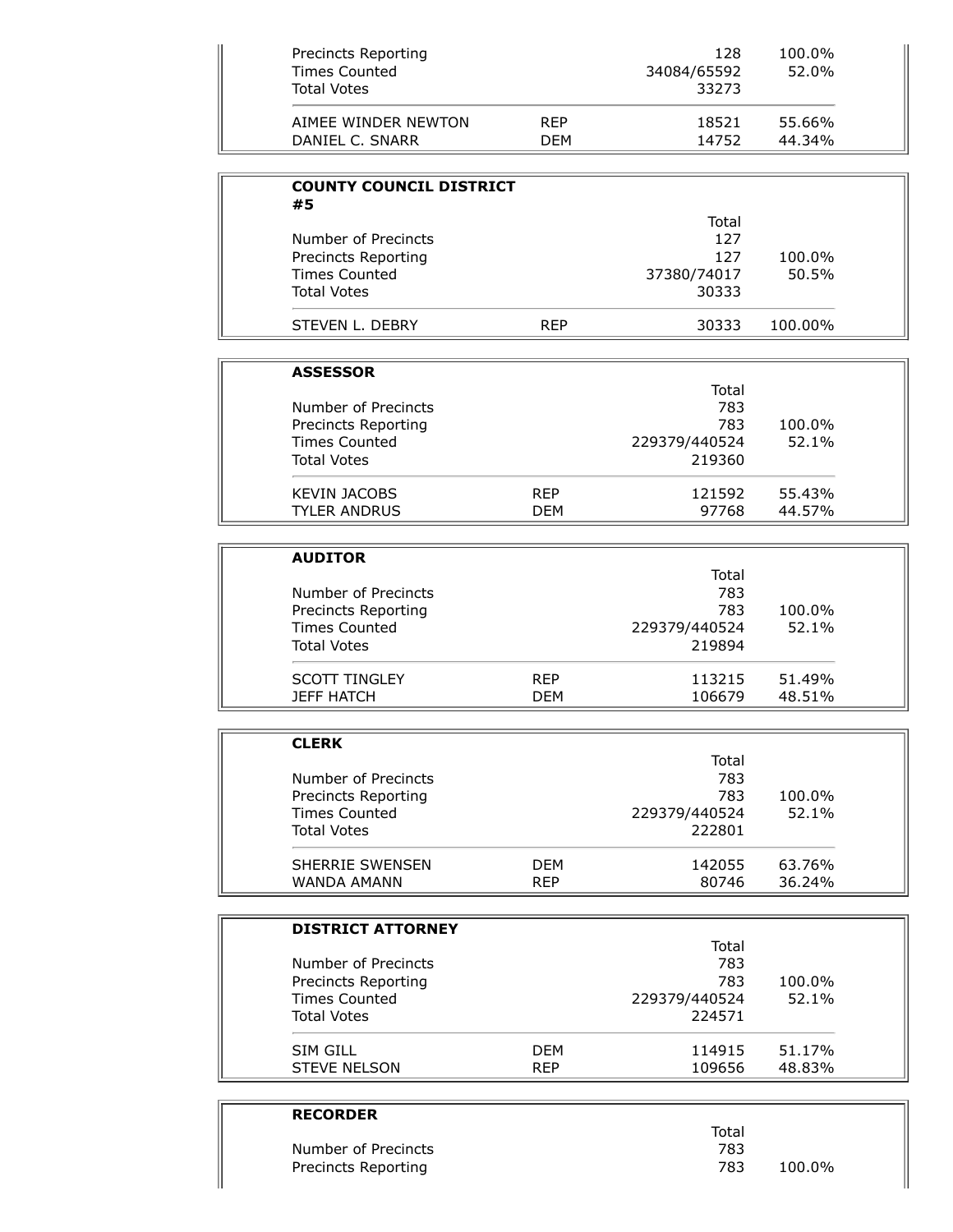| | | | |
|---|---|---|---|
| Precincts Reporting | | 128 | 100.0% |
| Times Counted | | 34084/65592 | 52.0% |
| Total Votes | | 33273 | |
| AIMEE WINDER NEWTON | REP | 18521 | 55.66% |
| DANIEL C. SNARR | DEM | 14752 | 44.34% |

**COUNTY COUNCIL DISTRICT #5**

| | | Total | |
|---|---|---|---|
| Number of Precincts | | 127 | |
| Precincts Reporting | | 127 | 100.0% |
| Times Counted | | 37380/74017 | 50.5% |
| Total Votes | | 30333 | |
| STEVEN L. DEBRY | REP | 30333 | 100.00% |

**ASSESSOR**

| | | Total | |
|---|---|---|---|
| Number of Precincts | | 783 | |
| Precincts Reporting | | 783 | 100.0% |
| Times Counted | | 229379/440524 | 52.1% |
| Total Votes | | 219360 | |
| KEVIN JACOBS | REP | 121592 | 55.43% |
| TYLER ANDRUS | DEM | 97768 | 44.57% |

**AUDITOR**

| | | Total | |
|---|---|---|---|
| Number of Precincts | | 783 | |
| Precincts Reporting | | 783 | 100.0% |
| Times Counted | | 229379/440524 | 52.1% |
| Total Votes | | 219894 | |
| SCOTT TINGLEY | REP | 113215 | 51.49% |
| JEFF HATCH | DEM | 106679 | 48.51% |

**CLERK**

| | | Total | |
|---|---|---|---|
| Number of Precincts | | 783 | |
| Precincts Reporting | | 783 | 100.0% |
| Times Counted | | 229379/440524 | 52.1% |
| Total Votes | | 222801 | |
| SHERRIE SWENSEN | DEM | 142055 | 63.76% |
| WANDA AMANN | REP | 80746 | 36.24% |

**DISTRICT ATTORNEY**

| | | Total | |
|---|---|---|---|
| Number of Precincts | | 783 | |
| Precincts Reporting | | 783 | 100.0% |
| Times Counted | | 229379/440524 | 52.1% |
| Total Votes | | 224571 | |
| SIM GILL | DEM | 114915 | 51.17% |
| STEVE NELSON | REP | 109656 | 48.83% |

**RECORDER**

| | | Total | |
|---|---|---|---|
| Number of Precincts | | 783 | |
| Precincts Reporting | | 783 | 100.0% |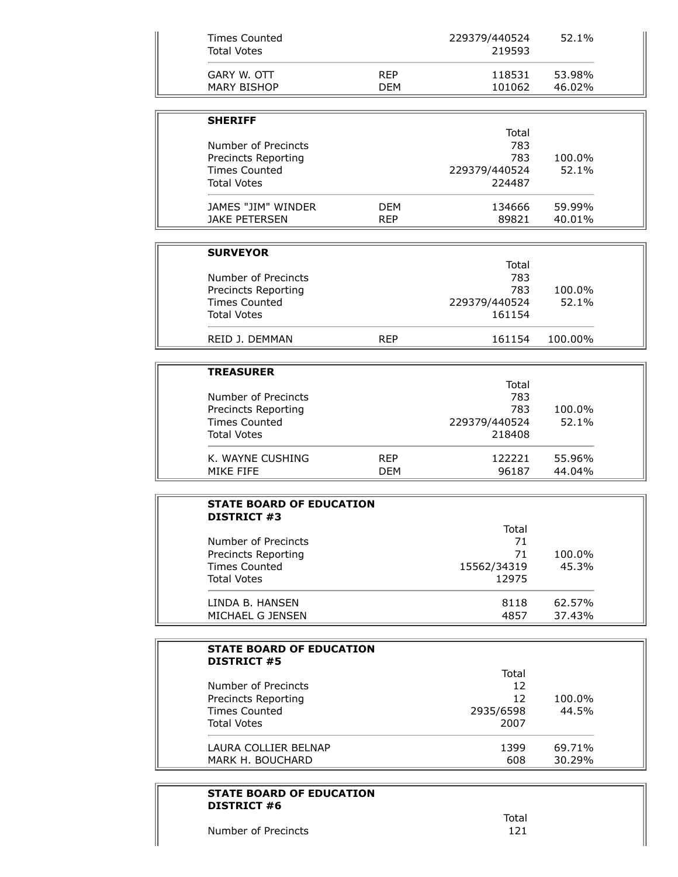| | | | |
|---|---|---|---|
| Times Counted | | 229379/440524 | 52.1% |
| Total Votes | | 219593 | |
| GARY W. OTT | REP | 118531 | 53.98% |
| MARY BISHOP | DEM | 101062 | 46.02% |

**SHERIFF**

| | | Total | |
|---|---|---|---|
| Number of Precincts | | 783 | |
| Precincts Reporting | | 783 | 100.0% |
| Times Counted | | 229379/440524 | 52.1% |
| Total Votes | | 224487 | |
| JAMES "JIM" WINDER | DEM | 134666 | 59.99% |
| JAKE PETERSEN | REP | 89821 | 40.01% |

**SURVEYOR**

| | | Total | |
|---|---|---|---|
| Number of Precincts | | 783 | |
| Precincts Reporting | | 783 | 100.0% |
| Times Counted | | 229379/440524 | 52.1% |
| Total Votes | | 161154 | |
| REID J. DEMMAN | REP | 161154 | 100.00% |

**TREASURER**

| | | Total | |
|---|---|---|---|
| Number of Precincts | | 783 | |
| Precincts Reporting | | 783 | 100.0% |
| Times Counted | | 229379/440524 | 52.1% |
| Total Votes | | 218408 | |
| K. WAYNE CUSHING | REP | 122221 | 55.96% |
| MIKE FIFE | DEM | 96187 | 44.04% |

**STATE BOARD OF EDUCATION DISTRICT #3**

| | Total | |
|---|---|---|
| Number of Precincts | 71 | |
| Precincts Reporting | 71 | 100.0% |
| Times Counted | 15562/34319 | 45.3% |
| Total Votes | 12975 | |
| LINDA B. HANSEN | 8118 | 62.57% |
| MICHAEL G JENSEN | 4857 | 37.43% |

**STATE BOARD OF EDUCATION DISTRICT #5**

| | Total | |
|---|---|---|
| Number of Precincts | 12 | |
| Precincts Reporting | 12 | 100.0% |
| Times Counted | 2935/6598 | 44.5% |
| Total Votes | 2007 | |
| LAURA COLLIER BELNAP | 1399 | 69.71% |
| MARK H. BOUCHARD | 608 | 30.29% |

**STATE BOARD OF EDUCATION DISTRICT #6**

| | Total | |
|---|---|---|
| Number of Precincts | 121 | |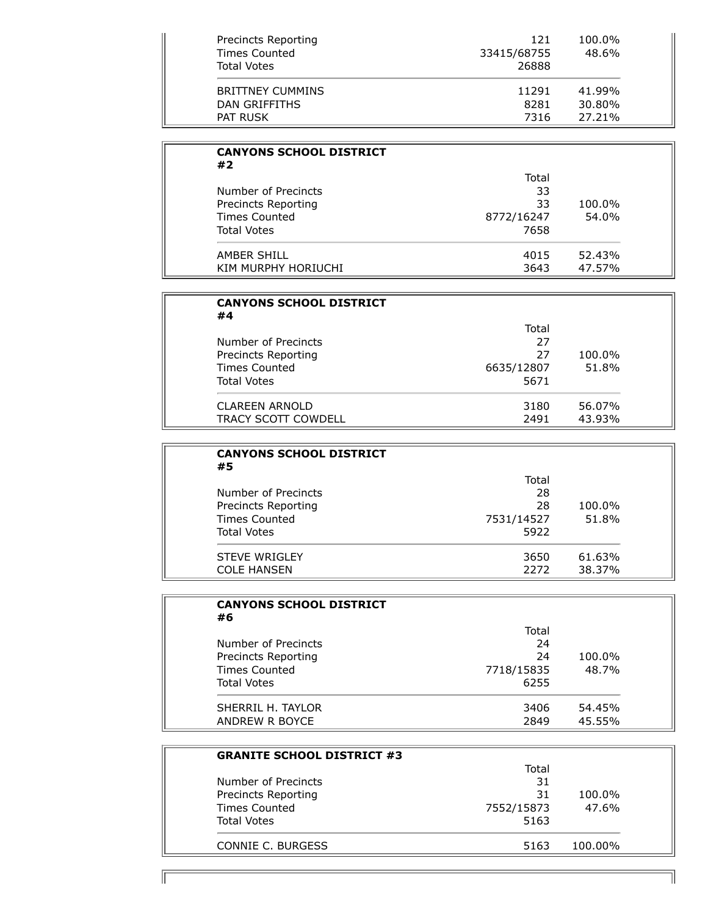| | | |
|---|---|---|
| Precincts Reporting | 121 | 100.0% |
| Times Counted | 33415/68755 | 48.6% |
| Total Votes | 26888 | |
| BRITTNEY CUMMINS | 11291 | 41.99% |
| DAN GRIFFITHS | 8281 | 30.80% |
| PAT RUSK | 7316 | 27.21% |

**CANYONS SCHOOL DISTRICT #2**

| | Total | |
|---|---|---|
| Number of Precincts | 33 | |
| Precincts Reporting | 33 | 100.0% |
| Times Counted | 8772/16247 | 54.0% |
| Total Votes | 7658 | |
| AMBER SHILL | 4015 | 52.43% |
| KIM MURPHY HORIUCHI | 3643 | 47.57% |

**CANYONS SCHOOL DISTRICT #4**

| | Total | |
|---|---|---|
| Number of Precincts | 27 | |
| Precincts Reporting | 27 | 100.0% |
| Times Counted | 6635/12807 | 51.8% |
| Total Votes | 5671 | |
| CLAREEN ARNOLD | 3180 | 56.07% |
| TRACY SCOTT COWDELL | 2491 | 43.93% |

**CANYONS SCHOOL DISTRICT #5**

| | Total | |
|---|---|---|
| Number of Precincts | 28 | |
| Precincts Reporting | 28 | 100.0% |
| Times Counted | 7531/14527 | 51.8% |
| Total Votes | 5922 | |
| STEVE WRIGLEY | 3650 | 61.63% |
| COLE HANSEN | 2272 | 38.37% |

**CANYONS SCHOOL DISTRICT #6**

| | Total | |
|---|---|---|
| Number of Precincts | 24 | |
| Precincts Reporting | 24 | 100.0% |
| Times Counted | 7718/15835 | 48.7% |
| Total Votes | 6255 | |
| SHERRIL H. TAYLOR | 3406 | 54.45% |
| ANDREW R BOYCE | 2849 | 45.55% |

**GRANITE SCHOOL DISTRICT #3**

| | Total | |
|---|---|---|
| Number of Precincts | 31 | |
| Precincts Reporting | 31 | 100.0% |
| Times Counted | 7552/15873 | 47.6% |
| Total Votes | 5163 | |
| CONNIE C. BURGESS | 5163 | 100.00% |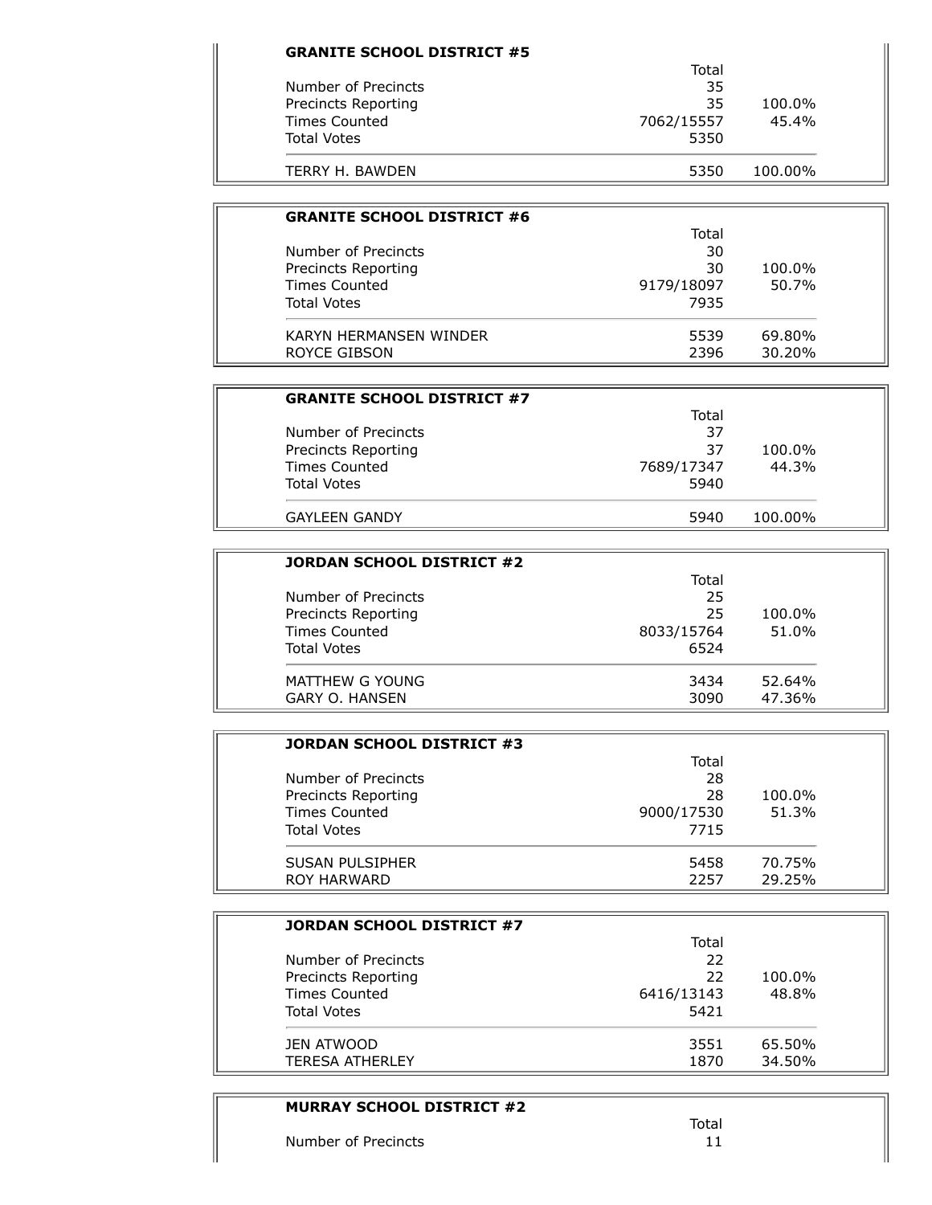### GRANITE SCHOOL DISTRICT #5

| | Total | |
|---|---|---|
| Number of Precincts | 35 | |
| Precincts Reporting | 35 | 100.0% |
| Times Counted | 7062/15557 | 45.4% |
| Total Votes | 5350 | |
| TERRY H. BAWDEN | 5350 | 100.00% |

### GRANITE SCHOOL DISTRICT #6

| | Total | |
|---|---|---|
| Number of Precincts | 30 | |
| Precincts Reporting | 30 | 100.0% |
| Times Counted | 9179/18097 | 50.7% |
| Total Votes | 7935 | |
| KARYN HERMANSEN WINDER | 5539 | 69.80% |
| ROYCE GIBSON | 2396 | 30.20% |

### GRANITE SCHOOL DISTRICT #7

| | Total | |
|---|---|---|
| Number of Precincts | 37 | |
| Precincts Reporting | 37 | 100.0% |
| Times Counted | 7689/17347 | 44.3% |
| Total Votes | 5940 | |
| GAYLEEN GANDY | 5940 | 100.00% |

### JORDAN SCHOOL DISTRICT #2

| | Total | |
|---|---|---|
| Number of Precincts | 25 | |
| Precincts Reporting | 25 | 100.0% |
| Times Counted | 8033/15764 | 51.0% |
| Total Votes | 6524 | |
| MATTHEW G YOUNG | 3434 | 52.64% |
| GARY O. HANSEN | 3090 | 47.36% |

### JORDAN SCHOOL DISTRICT #3

| | Total | |
|---|---|---|
| Number of Precincts | 28 | |
| Precincts Reporting | 28 | 100.0% |
| Times Counted | 9000/17530 | 51.3% |
| Total Votes | 7715 | |
| SUSAN PULSIPHER | 5458 | 70.75% |
| ROY HARWARD | 2257 | 29.25% |

### JORDAN SCHOOL DISTRICT #7

| | Total | |
|---|---|---|
| Number of Precincts | 22 | |
| Precincts Reporting | 22 | 100.0% |
| Times Counted | 6416/13143 | 48.8% |
| Total Votes | 5421 | |
| JEN ATWOOD | 3551 | 65.50% |
| TERESA ATHERLEY | 1870 | 34.50% |

### MURRAY SCHOOL DISTRICT #2

| | Total |
|---|---|
| Number of Precincts | 11 |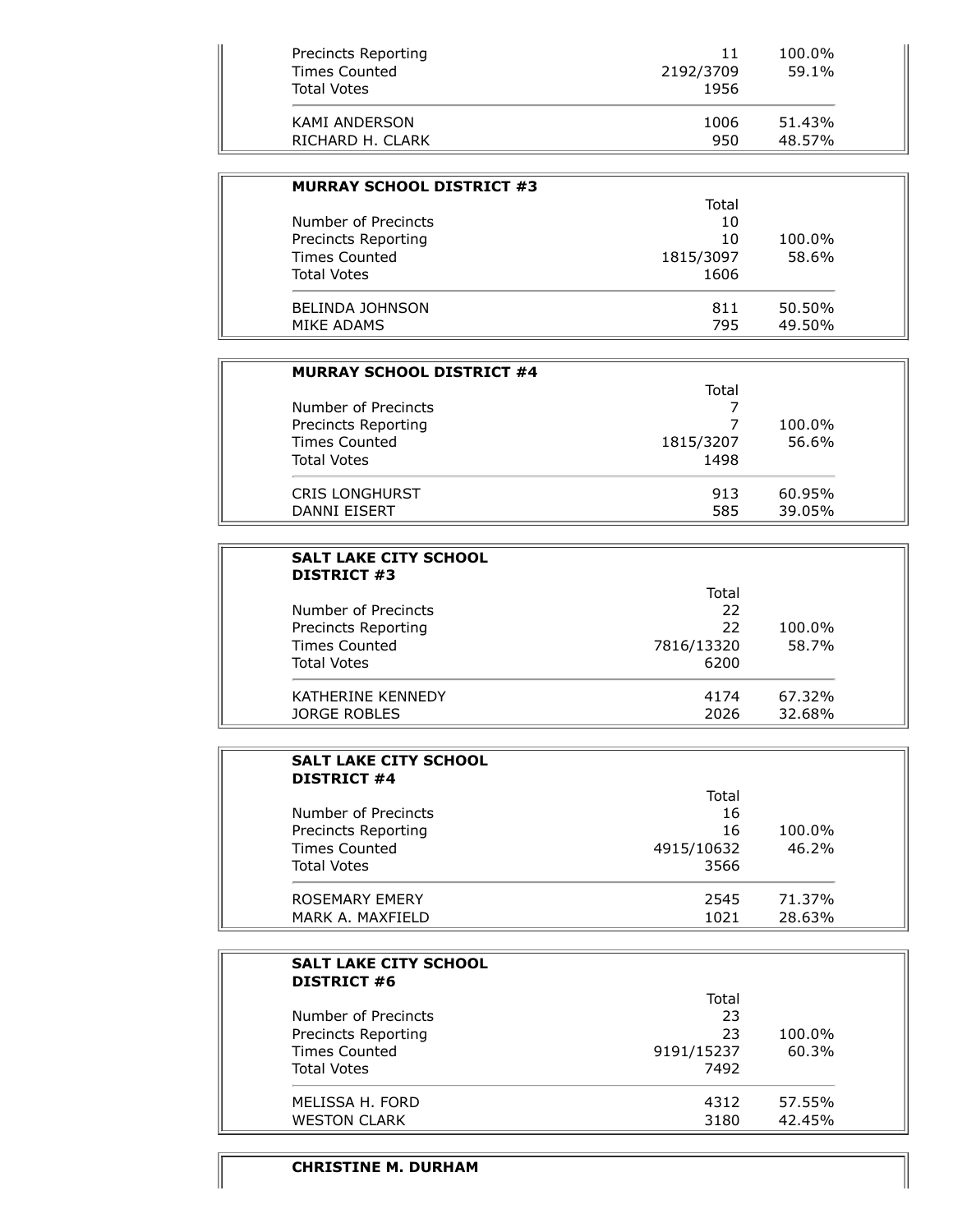| | | |
|---|---|---|
| Precincts Reporting | 11 | 100.0% |
| Times Counted | 2192/3709 | 59.1% |
| Total Votes | 1956 | |
| KAMI ANDERSON | 1006 | 51.43% |
| RICHARD H. CLARK | 950 | 48.57% |

**MURRAY SCHOOL DISTRICT #3**

| | Total | |
|---|---|---|
| Number of Precincts | 10 | |
| Precincts Reporting | 10 | 100.0% |
| Times Counted | 1815/3097 | 58.6% |
| Total Votes | 1606 | |
| BELINDA JOHNSON | 811 | 50.50% |
| MIKE ADAMS | 795 | 49.50% |

**MURRAY SCHOOL DISTRICT #4**

| | Total | |
|---|---|---|
| Number of Precincts | 7 | |
| Precincts Reporting | 7 | 100.0% |
| Times Counted | 1815/3207 | 56.6% |
| Total Votes | 1498 | |
| CRIS LONGHURST | 913 | 60.95% |
| DANNI EISERT | 585 | 39.05% |

**SALT LAKE CITY SCHOOL DISTRICT #3**

| | Total | |
|---|---|---|
| Number of Precincts | 22 | |
| Precincts Reporting | 22 | 100.0% |
| Times Counted | 7816/13320 | 58.7% |
| Total Votes | 6200 | |
| KATHERINE KENNEDY | 4174 | 67.32% |
| JORGE ROBLES | 2026 | 32.68% |

**SALT LAKE CITY SCHOOL DISTRICT #4**

| | Total | |
|---|---|---|
| Number of Precincts | 16 | |
| Precincts Reporting | 16 | 100.0% |
| Times Counted | 4915/10632 | 46.2% |
| Total Votes | 3566 | |
| ROSEMARY EMERY | 2545 | 71.37% |
| MARK A. MAXFIELD | 1021 | 28.63% |

**SALT LAKE CITY SCHOOL DISTRICT #6**

| | Total | |
|---|---|---|
| Number of Precincts | 23 | |
| Precincts Reporting | 23 | 100.0% |
| Times Counted | 9191/15237 | 60.3% |
| Total Votes | 7492 | |
| MELISSA H. FORD | 4312 | 57.55% |
| WESTON CLARK | 3180 | 42.45% |

**CHRISTINE M. DURHAM**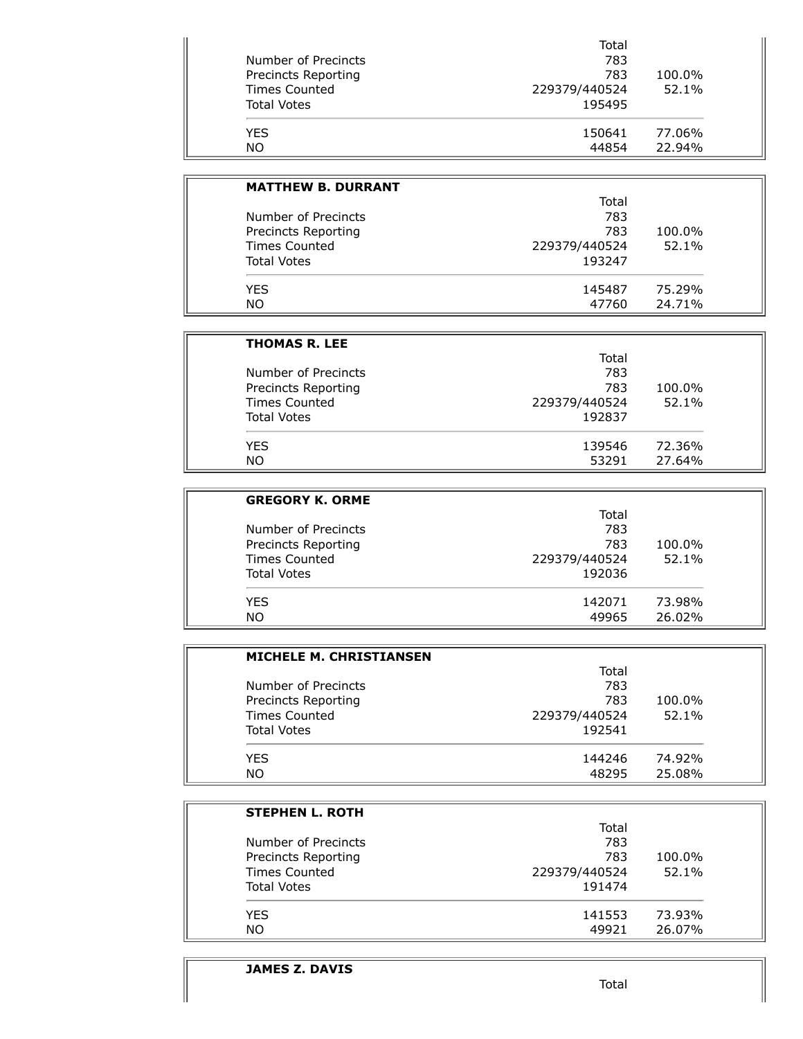| | Total | |
|---|---|---|
| Number of Precincts | 783 | |
| Precincts Reporting | 783 | 100.0% |
| Times Counted | 229379/440524 | 52.1% |
| Total Votes | 195495 | |
| YES | 150641 | 77.06% |
| NO | 44854 | 22.94% |

**MATTHEW B. DURRANT**

| | Total | |
|---|---|---|
| Number of Precincts | 783 | |
| Precincts Reporting | 783 | 100.0% |
| Times Counted | 229379/440524 | 52.1% |
| Total Votes | 193247 | |
| YES | 145487 | 75.29% |
| NO | 47760 | 24.71% |

**THOMAS R. LEE**

| | Total | |
|---|---|---|
| Number of Precincts | 783 | |
| Precincts Reporting | 783 | 100.0% |
| Times Counted | 229379/440524 | 52.1% |
| Total Votes | 192837 | |
| YES | 139546 | 72.36% |
| NO | 53291 | 27.64% |

**GREGORY K. ORME**

| | Total | |
|---|---|---|
| Number of Precincts | 783 | |
| Precincts Reporting | 783 | 100.0% |
| Times Counted | 229379/440524 | 52.1% |
| Total Votes | 192036 | |
| YES | 142071 | 73.98% |
| NO | 49965 | 26.02% |

**MICHELE M. CHRISTIANSEN**

| | Total | |
|---|---|---|
| Number of Precincts | 783 | |
| Precincts Reporting | 783 | 100.0% |
| Times Counted | 229379/440524 | 52.1% |
| Total Votes | 192541 | |
| YES | 144246 | 74.92% |
| NO | 48295 | 25.08% |

**STEPHEN L. ROTH**

| | Total | |
|---|---|---|
| Number of Precincts | 783 | |
| Precincts Reporting | 783 | 100.0% |
| Times Counted | 229379/440524 | 52.1% |
| Total Votes | 191474 | |
| YES | 141553 | 73.93% |
| NO | 49921 | 26.07% |

**JAMES Z. DAVIS**

| | Total | |
|---|---|---|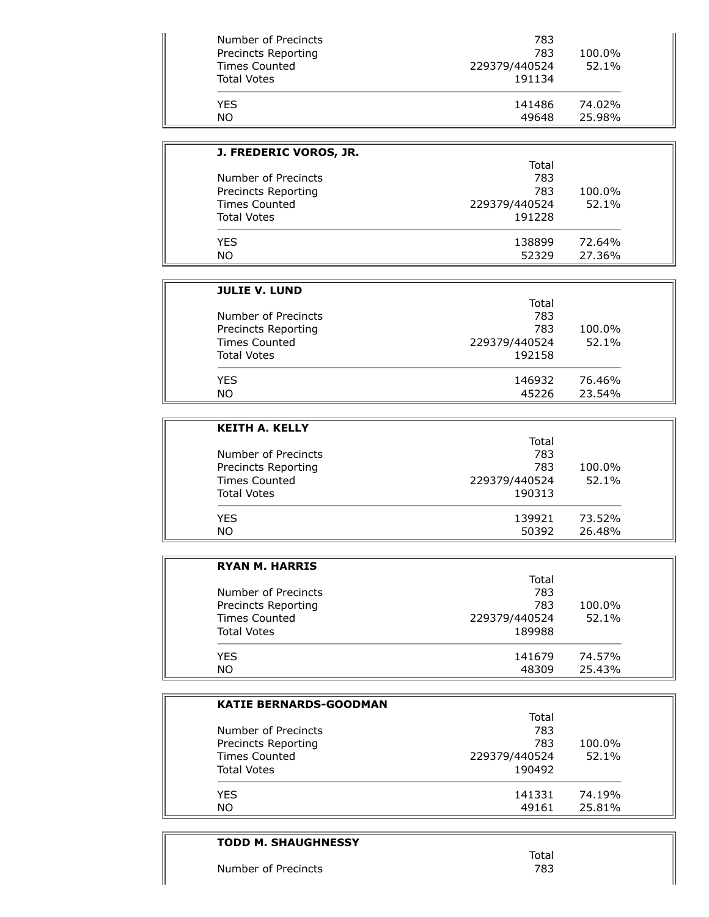| | | |
|---|---|---|
| Number of Precincts | 783 | |
| Precincts Reporting | 783 | 100.0% |
| Times Counted | 229379/440524 | 52.1% |
| Total Votes | 191134 | |
| YES | 141486 | 74.02% |
| NO | 49648 | 25.98% |

**J. FREDERIC VOROS, JR.**

| | Total | |
|---|---|---|
| Number of Precincts | 783 | |
| Precincts Reporting | 783 | 100.0% |
| Times Counted | 229379/440524 | 52.1% |
| Total Votes | 191228 | |
| YES | 138899 | 72.64% |
| NO | 52329 | 27.36% |

**JULIE V. LUND**

| | Total | |
|---|---|---|
| Number of Precincts | 783 | |
| Precincts Reporting | 783 | 100.0% |
| Times Counted | 229379/440524 | 52.1% |
| Total Votes | 192158 | |
| YES | 146932 | 76.46% |
| NO | 45226 | 23.54% |

**KEITH A. KELLY**

| | Total | |
|---|---|---|
| Number of Precincts | 783 | |
| Precincts Reporting | 783 | 100.0% |
| Times Counted | 229379/440524 | 52.1% |
| Total Votes | 190313 | |
| YES | 139921 | 73.52% |
| NO | 50392 | 26.48% |

**RYAN M. HARRIS**

| | Total | |
|---|---|---|
| Number of Precincts | 783 | |
| Precincts Reporting | 783 | 100.0% |
| Times Counted | 229379/440524 | 52.1% |
| Total Votes | 189988 | |
| YES | 141679 | 74.57% |
| NO | 48309 | 25.43% |

**KATIE BERNARDS-GOODMAN**

| | Total | |
|---|---|---|
| Number of Precincts | 783 | |
| Precincts Reporting | 783 | 100.0% |
| Times Counted | 229379/440524 | 52.1% |
| Total Votes | 190492 | |
| YES | 141331 | 74.19% |
| NO | 49161 | 25.81% |

**TODD M. SHAUGHNESSY**

| | Total | |
|---|---|---|
| Number of Precincts | 783 | |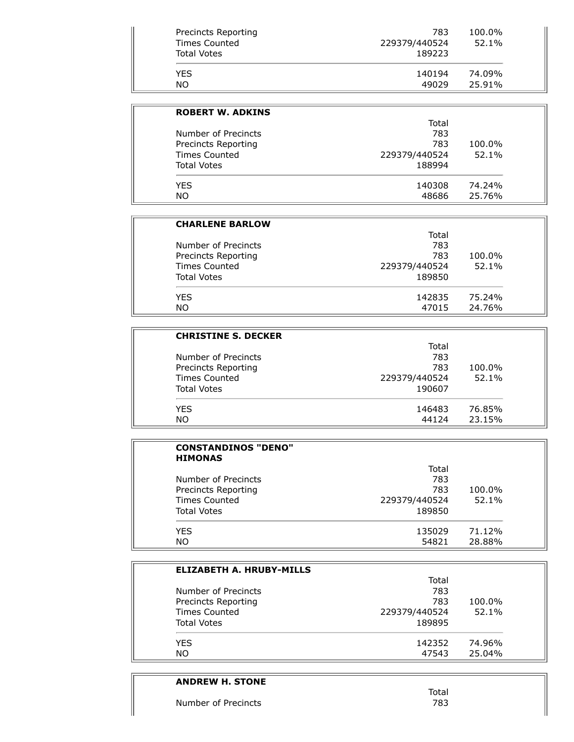| | | |
|---|---|---|
| Precincts Reporting | 783 | 100.0% |
| Times Counted | 229379/440524 | 52.1% |
| Total Votes | 189223 | |
| YES | 140194 | 74.09% |
| NO | 49029 | 25.91% |

**ROBERT W. ADKINS**

| | Total | |
|---|---|---|
| Number of Precincts | 783 | |
| Precincts Reporting | 783 | 100.0% |
| Times Counted | 229379/440524 | 52.1% |
| Total Votes | 188994 | |
| YES | 140308 | 74.24% |
| NO | 48686 | 25.76% |

**CHARLENE BARLOW**

| | Total | |
|---|---|---|
| Number of Precincts | 783 | |
| Precincts Reporting | 783 | 100.0% |
| Times Counted | 229379/440524 | 52.1% |
| Total Votes | 189850 | |
| YES | 142835 | 75.24% |
| NO | 47015 | 24.76% |

**CHRISTINE S. DECKER**

| | Total | |
|---|---|---|
| Number of Precincts | 783 | |
| Precincts Reporting | 783 | 100.0% |
| Times Counted | 229379/440524 | 52.1% |
| Total Votes | 190607 | |
| YES | 146483 | 76.85% |
| NO | 44124 | 23.15% |

**CONSTANDINOS "DENO" HIMONAS**

| | Total | |
|---|---|---|
| Number of Precincts | 783 | |
| Precincts Reporting | 783 | 100.0% |
| Times Counted | 229379/440524 | 52.1% |
| Total Votes | 189850 | |
| YES | 135029 | 71.12% |
| NO | 54821 | 28.88% |

**ELIZABETH A. HRUBY-MILLS**

| | Total | |
|---|---|---|
| Number of Precincts | 783 | |
| Precincts Reporting | 783 | 100.0% |
| Times Counted | 229379/440524 | 52.1% |
| Total Votes | 189895 | |
| YES | 142352 | 74.96% |
| NO | 47543 | 25.04% |

**ANDREW H. STONE**

| | Total | |
|---|---|---|
| Number of Precincts | 783 | |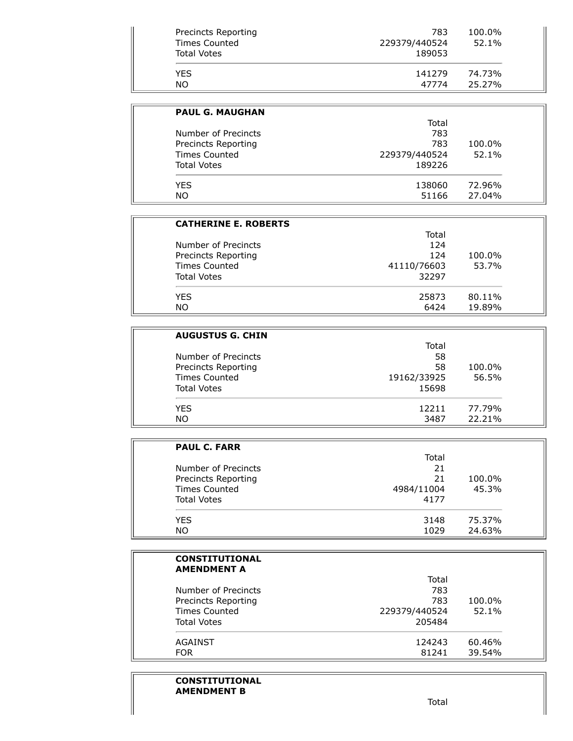| | | |
|---|---|---|
| Precincts Reporting | 783 | 100.0% |
| Times Counted | 229379/440524 | 52.1% |
| Total Votes | 189053 | |
| YES | 141279 | 74.73% |
| NO | 47774 | 25.27% |

**PAUL G. MAUGHAN**

| | Total | |
|---|---|---|
| Number of Precincts | 783 | |
| Precincts Reporting | 783 | 100.0% |
| Times Counted | 229379/440524 | 52.1% |
| Total Votes | 189226 | |
| YES | 138060 | 72.96% |
| NO | 51166 | 27.04% |

**CATHERINE E. ROBERTS**

| | Total | |
|---|---|---|
| Number of Precincts | 124 | |
| Precincts Reporting | 124 | 100.0% |
| Times Counted | 41110/76603 | 53.7% |
| Total Votes | 32297 | |
| YES | 25873 | 80.11% |
| NO | 6424 | 19.89% |

**AUGUSTUS G. CHIN**

| | Total | |
|---|---|---|
| Number of Precincts | 58 | |
| Precincts Reporting | 58 | 100.0% |
| Times Counted | 19162/33925 | 56.5% |
| Total Votes | 15698 | |
| YES | 12211 | 77.79% |
| NO | 3487 | 22.21% |

**PAUL C. FARR**

| | Total | |
|---|---|---|
| Number of Precincts | 21 | |
| Precincts Reporting | 21 | 100.0% |
| Times Counted | 4984/11004 | 45.3% |
| Total Votes | 4177 | |
| YES | 3148 | 75.37% |
| NO | 1029 | 24.63% |

**CONSTITUTIONAL AMENDMENT A**

| | Total | |
|---|---|---|
| Number of Precincts | 783 | |
| Precincts Reporting | 783 | 100.0% |
| Times Counted | 229379/440524 | 52.1% |
| Total Votes | 205484 | |
| AGAINST | 124243 | 60.46% |
| FOR | 81241 | 39.54% |

**CONSTITUTIONAL AMENDMENT B**

| | Total | |
|---|---|---|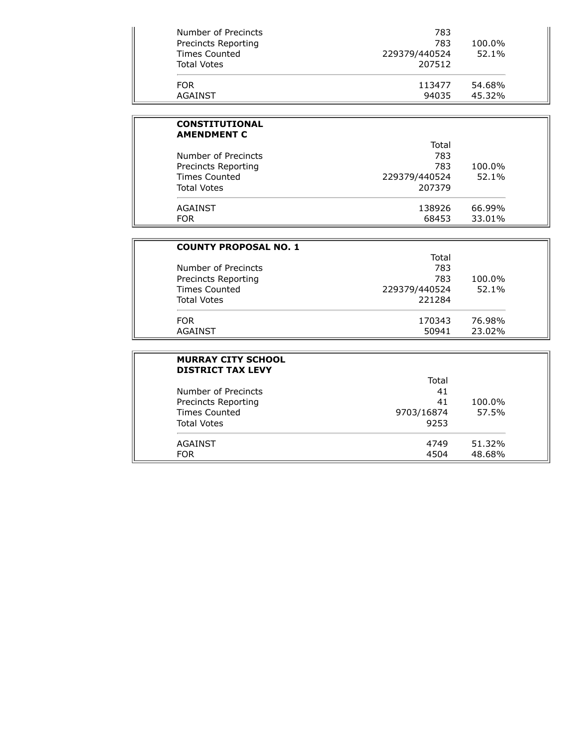| | | |
|---|---|---|
| Number of Precincts | 783 | |
| Precincts Reporting | 783 | 100.0% |
| Times Counted | 229379/440524 | 52.1% |
| Total Votes | 207512 | |
| FOR | 113477 | 54.68% |
| AGAINST | 94035 | 45.32% |

**CONSTITUTIONAL AMENDMENT C**

| | Total | |
|---|---|---|
| Number of Precincts | 783 | |
| Precincts Reporting | 783 | 100.0% |
| Times Counted | 229379/440524 | 52.1% |
| Total Votes | 207379 | |
| AGAINST | 138926 | 66.99% |
| FOR | 68453 | 33.01% |

**COUNTY PROPOSAL NO. 1**

| | Total | |
|---|---|---|
| Number of Precincts | 783 | |
| Precincts Reporting | 783 | 100.0% |
| Times Counted | 229379/440524 | 52.1% |
| Total Votes | 221284 | |
| FOR | 170343 | 76.98% |
| AGAINST | 50941 | 23.02% |

**MURRAY CITY SCHOOL DISTRICT TAX LEVY**

| | Total | |
|---|---|---|
| Number of Precincts | 41 | |
| Precincts Reporting | 41 | 100.0% |
| Times Counted | 9703/16874 | 57.5% |
| Total Votes | 9253 | |
| AGAINST | 4749 | 51.32% |
| FOR | 4504 | 48.68% |